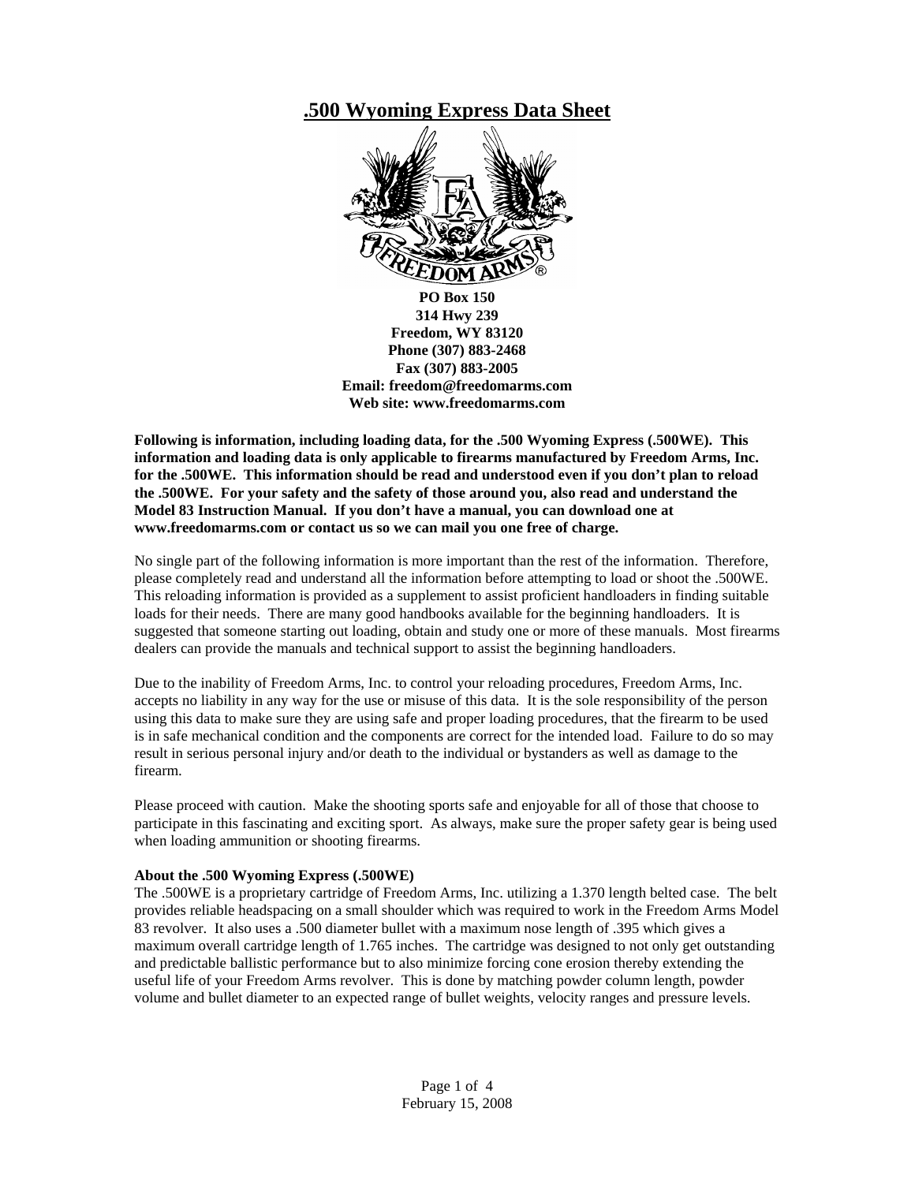# .500 Wyoming Express Data Sheet

**PO Box 150**
**314 Hwy 239**
**Freedom, WY 83120**
**Phone (307) 883-2468**
**Fax (307) 883-2005**
**Email: freedom@freedomarms.com**
**Web site: www.freedomarms.com**

**Following is information, including loading data, for the .500 Wyoming Express (.500WE). This information and loading data is only applicable to firearms manufactured by Freedom Arms, Inc. for the .500WE. This information should be read and understood even if you don't plan to reload the .500WE. For your safety and the safety of those around you, also read and understand the Model 83 Instruction Manual. If you don't have a manual, you can download one at www.freedomarms.com or contact us so we can mail you one free of charge.**

No single part of the following information is more important than the rest of the information. Therefore, please completely read and understand all the information before attempting to load or shoot the .500WE. This reloading information is provided as a supplement to assist proficient handloaders in finding suitable loads for their needs. There are many good handbooks available for the beginning handloaders. It is suggested that someone starting out loading, obtain and study one or more of these manuals. Most firearms dealers can provide the manuals and technical support to assist the beginning handloaders.

Due to the inability of Freedom Arms, Inc. to control your reloading procedures, Freedom Arms, Inc. accepts no liability in any way for the use or misuse of this data. It is the sole responsibility of the person using this data to make sure they are using safe and proper loading procedures, that the firearm to be used is in safe mechanical condition and the components are correct for the intended load. Failure to do so may result in serious personal injury and/or death to the individual or bystanders as well as damage to the firearm.

Please proceed with caution. Make the shooting sports safe and enjoyable for all of those that choose to participate in this fascinating and exciting sport. As always, make sure the proper safety gear is being used when loading ammunition or shooting firearms.

**About the .500 Wyoming Express (.500WE)**

The .500WE is a proprietary cartridge of Freedom Arms, Inc. utilizing a 1.370 length belted case. The belt provides reliable headspacing on a small shoulder which was required to work in the Freedom Arms Model 83 revolver. It also uses a .500 diameter bullet with a maximum nose length of .395 which gives a maximum overall cartridge length of 1.765 inches. The cartridge was designed to not only get outstanding and predictable ballistic performance but to also minimize forcing cone erosion thereby extending the useful life of your Freedom Arms revolver. This is done by matching powder column length, powder volume and bullet diameter to an expected range of bullet weights, velocity ranges and pressure levels.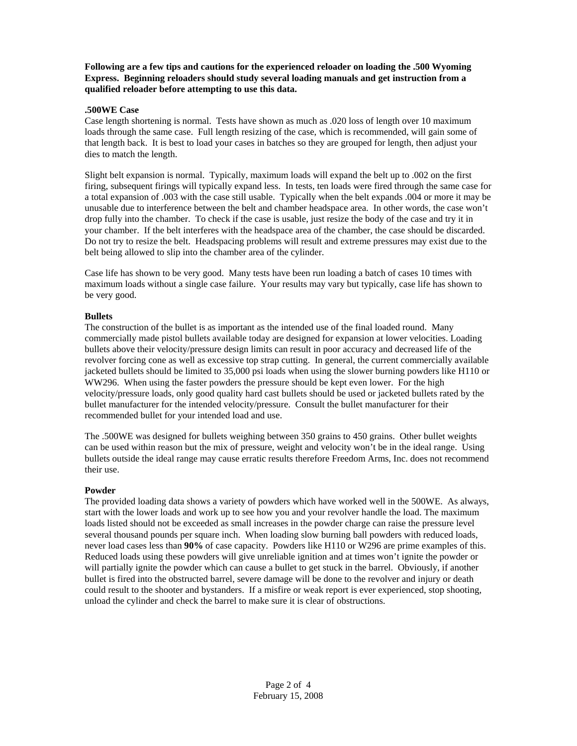**Following are a few tips and cautions for the experienced reloader on loading the .500 Wyoming Express. Beginning reloaders should study several loading manuals and get instruction from a qualified reloader before attempting to use this data.**

**.500WE Case**

Case length shortening is normal. Tests have shown as much as .020 loss of length over 10 maximum loads through the same case. Full length resizing of the case, which is recommended, will gain some of that length back. It is best to load your cases in batches so they are grouped for length, then adjust your dies to match the length.

Slight belt expansion is normal. Typically, maximum loads will expand the belt up to .002 on the first firing, subsequent firings will typically expand less. In tests, ten loads were fired through the same case for a total expansion of .003 with the case still usable. Typically when the belt expands .004 or more it may be unusable due to interference between the belt and chamber headspace area. In other words, the case won't drop fully into the chamber. To check if the case is usable, just resize the body of the case and try it in your chamber. If the belt interferes with the headspace area of the chamber, the case should be discarded. Do not try to resize the belt. Headspacing problems will result and extreme pressures may exist due to the belt being allowed to slip into the chamber area of the cylinder.

Case life has shown to be very good. Many tests have been run loading a batch of cases 10 times with maximum loads without a single case failure. Your results may vary but typically, case life has shown to be very good.

**Bullets**

The construction of the bullet is as important as the intended use of the final loaded round. Many commercially made pistol bullets available today are designed for expansion at lower velocities. Loading bullets above their velocity/pressure design limits can result in poor accuracy and decreased life of the revolver forcing cone as well as excessive top strap cutting. In general, the current commercially available jacketed bullets should be limited to 35,000 psi loads when using the slower burning powders like H110 or WW296. When using the faster powders the pressure should be kept even lower. For the high velocity/pressure loads, only good quality hard cast bullets should be used or jacketed bullets rated by the bullet manufacturer for the intended velocity/pressure. Consult the bullet manufacturer for their recommended bullet for your intended load and use.

The .500WE was designed for bullets weighing between 350 grains to 450 grains. Other bullet weights can be used within reason but the mix of pressure, weight and velocity won't be in the ideal range. Using bullets outside the ideal range may cause erratic results therefore Freedom Arms, Inc. does not recommend their use.

**Powder**

The provided loading data shows a variety of powders which have worked well in the 500WE. As always, start with the lower loads and work up to see how you and your revolver handle the load. The maximum loads listed should not be exceeded as small increases in the powder charge can raise the pressure level several thousand pounds per square inch. When loading slow burning ball powders with reduced loads, never load cases less than **90%** of case capacity. Powders like H110 or W296 are prime examples of this. Reduced loads using these powders will give unreliable ignition and at times won't ignite the powder or will partially ignite the powder which can cause a bullet to get stuck in the barrel. Obviously, if another bullet is fired into the obstructed barrel, severe damage will be done to the revolver and injury or death could result to the shooter and bystanders. If a misfire or weak report is ever experienced, stop shooting, unload the cylinder and check the barrel to make sure it is clear of obstructions.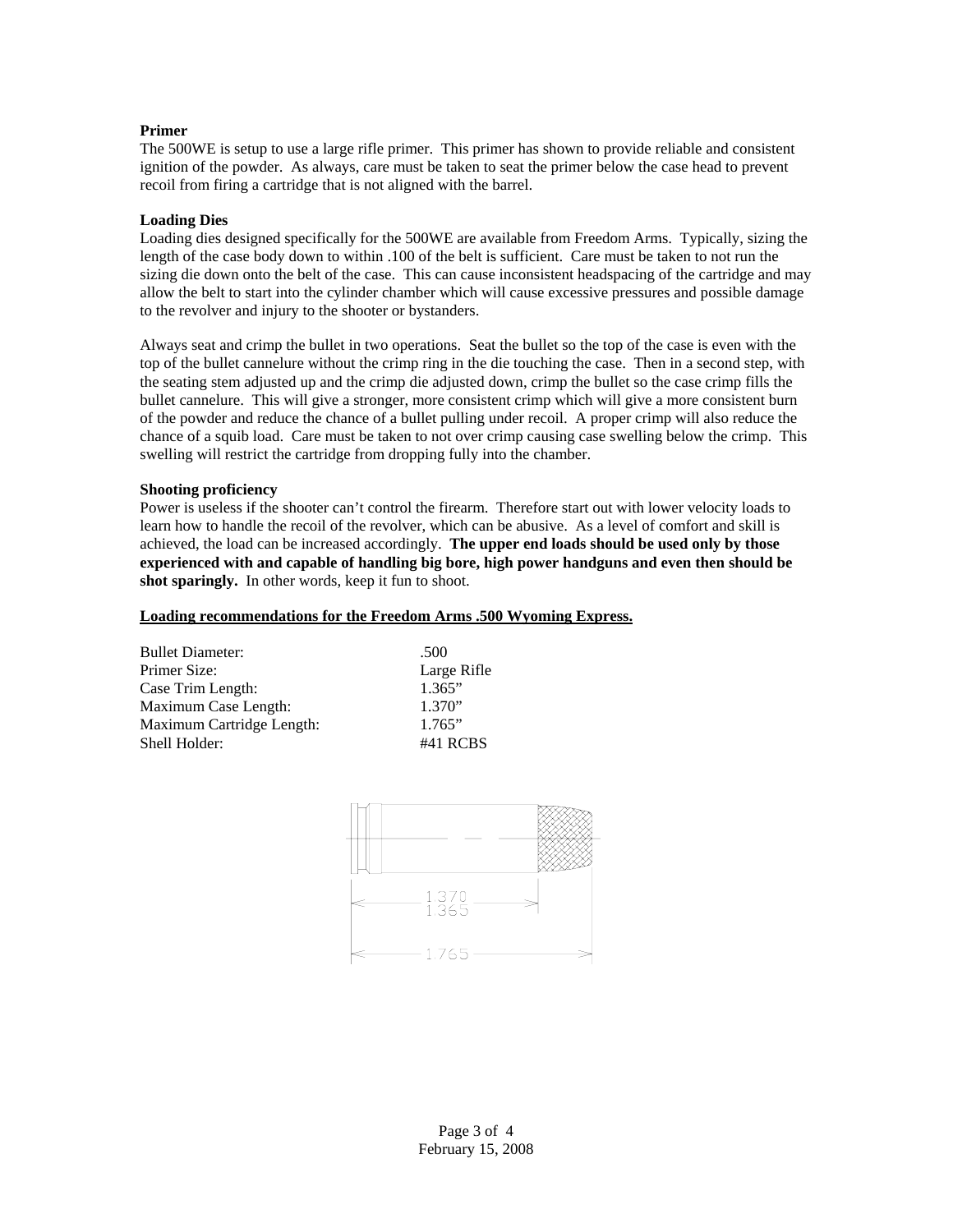**Primer**

The 500WE is setup to use a large rifle primer. This primer has shown to provide reliable and consistent ignition of the powder. As always, care must be taken to seat the primer below the case head to prevent recoil from firing a cartridge that is not aligned with the barrel.

**Loading Dies**

Loading dies designed specifically for the 500WE are available from Freedom Arms. Typically, sizing the length of the case body down to within .100 of the belt is sufficient. Care must be taken to not run the sizing die down onto the belt of the case. This can cause inconsistent headspacing of the cartridge and may allow the belt to start into the cylinder chamber which will cause excessive pressures and possible damage to the revolver and injury to the shooter or bystanders.

Always seat and crimp the bullet in two operations. Seat the bullet so the top of the case is even with the top of the bullet cannelure without the crimp ring in the die touching the case. Then in a second step, with the seating stem adjusted up and the crimp die adjusted down, crimp the bullet so the case crimp fills the bullet cannelure. This will give a stronger, more consistent crimp which will give a more consistent burn of the powder and reduce the chance of a bullet pulling under recoil. A proper crimp will also reduce the chance of a squib load. Care must be taken to not over crimp causing case swelling below the crimp. This swelling will restrict the cartridge from dropping fully into the chamber.

**Shooting proficiency**

Power is useless if the shooter can't control the firearm. Therefore start out with lower velocity loads to learn how to handle the recoil of the revolver, which can be abusive. As a level of comfort and skill is achieved, the load can be increased accordingly. **The upper end loads should be used only by those experienced with and capable of handling big bore, high power handguns and even then should be shot sparingly.** In other words, keep it fun to shoot.

**Loading recommendations for the Freedom Arms .500 Wyoming Express.**

| | |
|---|---|
| Bullet Diameter: | .500 |
| Primer Size: | Large Rifle |
| Case Trim Length: | 1.365" |
| Maximum Case Length: | 1.370" |
| Maximum Cartridge Length: | 1.765" |
| Shell Holder: | #41 RCBS |

1.370
1.365
1.765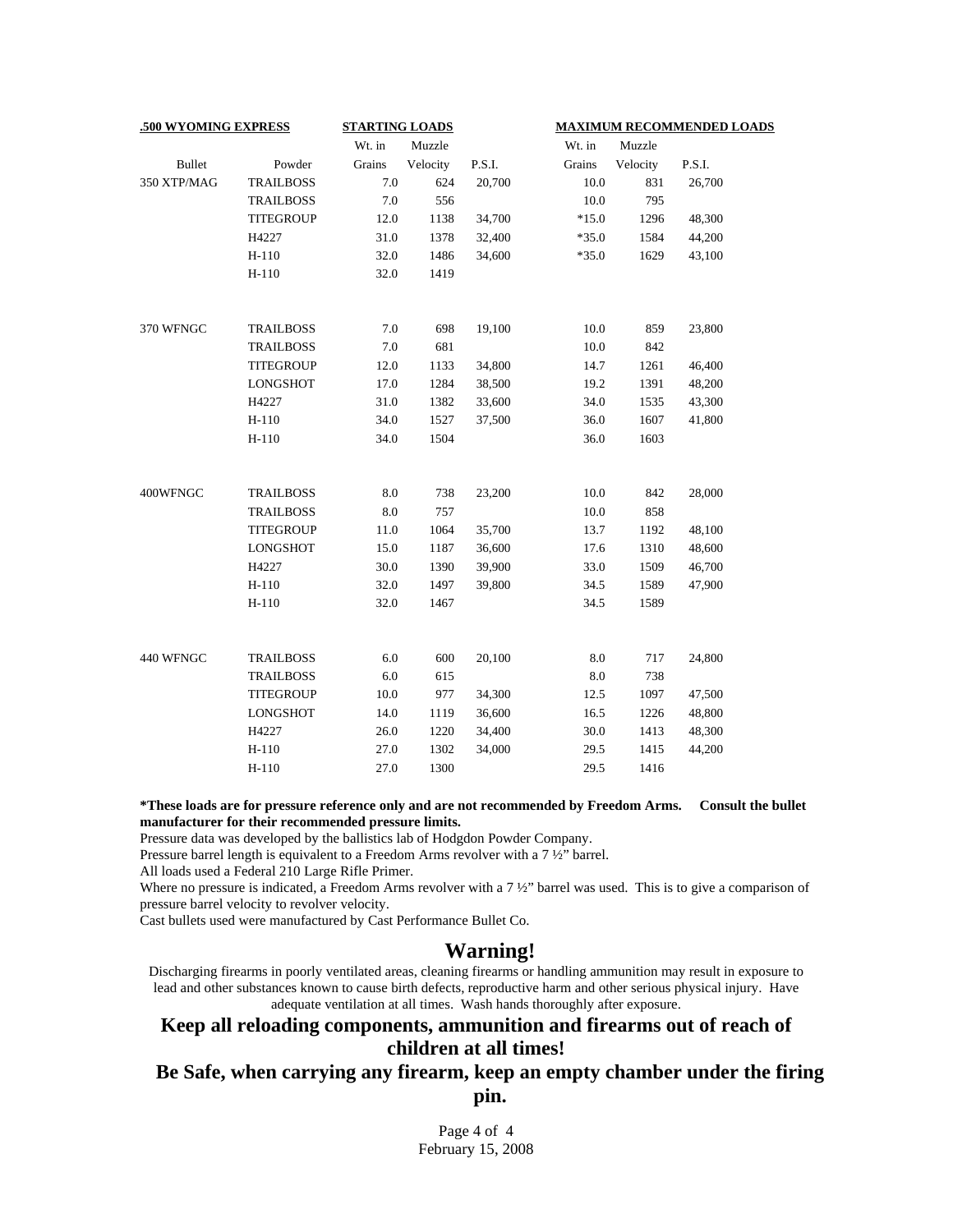| .500 WYOMING EXPRESS | | STARTING LOADS | | | MAXIMUM RECOMMENDED LOADS | | |
|---|---|---|---|---|---|---|---|
| | | Wt. in | Muzzle | | Wt. in | Muzzle | |
| Bullet | Powder | Grains | Velocity | P.S.I. | Grains | Velocity | P.S.I. |
| 350 XTP/MAG | TRAILBOSS | 7.0 | 624 | 20,700 | 10.0 | 831 | 26,700 |
| | TRAILBOSS | 7.0 | 556 | | 10.0 | 795 | |
| | TITEGROUP | 12.0 | 1138 | 34,700 | *15.0 | 1296 | 48,300 |
| | H4227 | 31.0 | 1378 | 32,400 | *35.0 | 1584 | 44,200 |
| | H-110 | 32.0 | 1486 | 34,600 | *35.0 | 1629 | 43,100 |
| | H-110 | 32.0 | 1419 | | | | |
| | | | | | | | |
| 370 WFNGC | TRAILBOSS | 7.0 | 698 | 19,100 | 10.0 | 859 | 23,800 |
| | TRAILBOSS | 7.0 | 681 | | 10.0 | 842 | |
| | TITEGROUP | 12.0 | 1133 | 34,800 | 14.7 | 1261 | 46,400 |
| | LONGSHOT | 17.0 | 1284 | 38,500 | 19.2 | 1391 | 48,200 |
| | H4227 | 31.0 | 1382 | 33,600 | 34.0 | 1535 | 43,300 |
| | H-110 | 34.0 | 1527 | 37,500 | 36.0 | 1607 | 41,800 |
| | H-110 | 34.0 | 1504 | | 36.0 | 1603 | |
| | | | | | | | |
| 400WFNGC | TRAILBOSS | 8.0 | 738 | 23,200 | 10.0 | 842 | 28,000 |
| | TRAILBOSS | 8.0 | 757 | | 10.0 | 858 | |
| | TITEGROUP | 11.0 | 1064 | 35,700 | 13.7 | 1192 | 48,100 |
| | LONGSHOT | 15.0 | 1187 | 36,600 | 17.6 | 1310 | 48,600 |
| | H4227 | 30.0 | 1390 | 39,900 | 33.0 | 1509 | 46,700 |
| | H-110 | 32.0 | 1497 | 39,800 | 34.5 | 1589 | 47,900 |
| | H-110 | 32.0 | 1467 | | 34.5 | 1589 | |
| | | | | | | | |
| 440 WFNGC | TRAILBOSS | 6.0 | 600 | 20,100 | 8.0 | 717 | 24,800 |
| | TRAILBOSS | 6.0 | 615 | | 8.0 | 738 | |
| | TITEGROUP | 10.0 | 977 | 34,300 | 12.5 | 1097 | 47,500 |
| | LONGSHOT | 14.0 | 1119 | 36,600 | 16.5 | 1226 | 48,800 |
| | H4227 | 26.0 | 1220 | 34,400 | 30.0 | 1413 | 48,300 |
| | H-110 | 27.0 | 1302 | 34,000 | 29.5 | 1415 | 44,200 |
| | H-110 | 27.0 | 1300 | | 29.5 | 1416 | |

**\*These loads are for pressure reference only and are not recommended by Freedom Arms. Consult the bullet manufacturer for their recommended pressure limits.**

Pressure data was developed by the ballistics lab of Hodgdon Powder Company.

Pressure barrel length is equivalent to a Freedom Arms revolver with a 7 ½" barrel.

All loads used a Federal 210 Large Rifle Primer.

Where no pressure is indicated, a Freedom Arms revolver with a 7 ½" barrel was used. This is to give a comparison of pressure barrel velocity to revolver velocity.

Cast bullets used were manufactured by Cast Performance Bullet Co.

## Warning!

Discharging firearms in poorly ventilated areas, cleaning firearms or handling ammunition may result in exposure to lead and other substances known to cause birth defects, reproductive harm and other serious physical injury. Have adequate ventilation at all times. Wash hands thoroughly after exposure.

### Keep all reloading components, ammunition and firearms out of reach of children at all times!

### Be Safe, when carrying any firearm, keep an empty chamber under the firing pin.

February 15, 2008